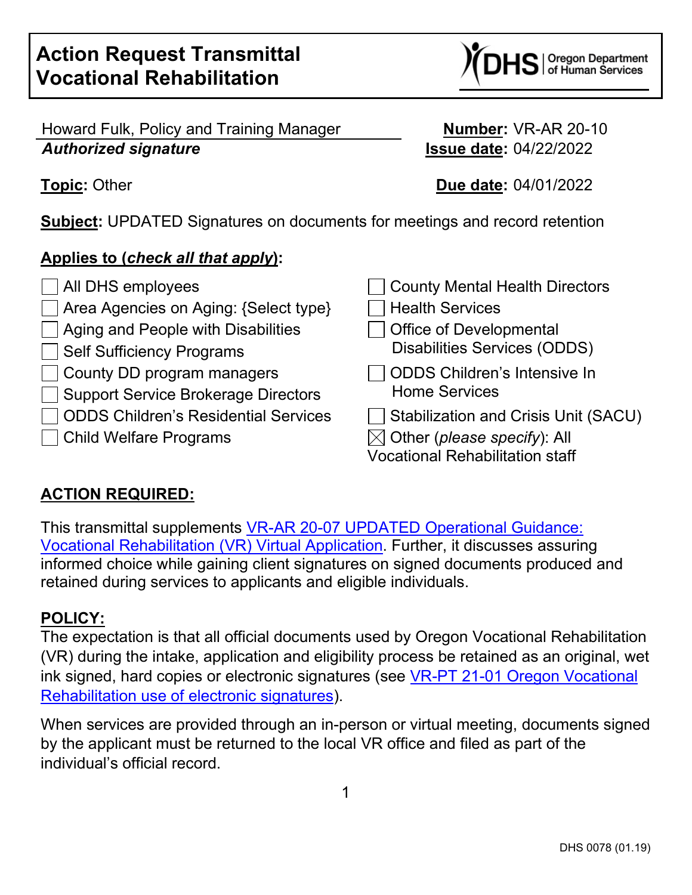# Action Request Transmittal Vocational Rehabilitation

Howard Fulk, Policy and Training Manager
***Authorized signature***

**Number:** VR-AR 20-10
**Issue date:** 04/22/2022

**Topic:** Other

**Due date:** 04/01/2022

**Subject:** UPDATED Signatures on documents for meetings and record retention

**Applies to (*check all that apply*):**

- ☐ All DHS employees
- ☐ Area Agencies on Aging: {Select type}
- ☐ Aging and People with Disabilities
- ☐ Self Sufficiency Programs
- ☐ County DD program managers
- ☐ Support Service Brokerage Directors
- ☐ ODDS Children's Residential Services
- ☐ Child Welfare Programs
- ☐ County Mental Health Directors
- ☐ Health Services
- ☐ Office of Developmental Disabilities Services (ODDS)
- ☐ ODDS Children's Intensive In Home Services
- ☐ Stabilization and Crisis Unit (SACU)
- ☒ Other (*please specify*): All Vocational Rehabilitation staff

## ACTION REQUIRED:

This transmittal supplements VR-AR 20-07 UPDATED Operational Guidance: Vocational Rehabilitation (VR) Virtual Application. Further, it discusses assuring informed choice while gaining client signatures on signed documents produced and retained during services to applicants and eligible individuals.

## POLICY:

The expectation is that all official documents used by Oregon Vocational Rehabilitation (VR) during the intake, application and eligibility process be retained as an original, wet ink signed, hard copies or electronic signatures (see VR-PT 21-01 Oregon Vocational Rehabilitation use of electronic signatures).

When services are provided through an in-person or virtual meeting, documents signed by the applicant must be returned to the local VR office and filed as part of the individual's official record.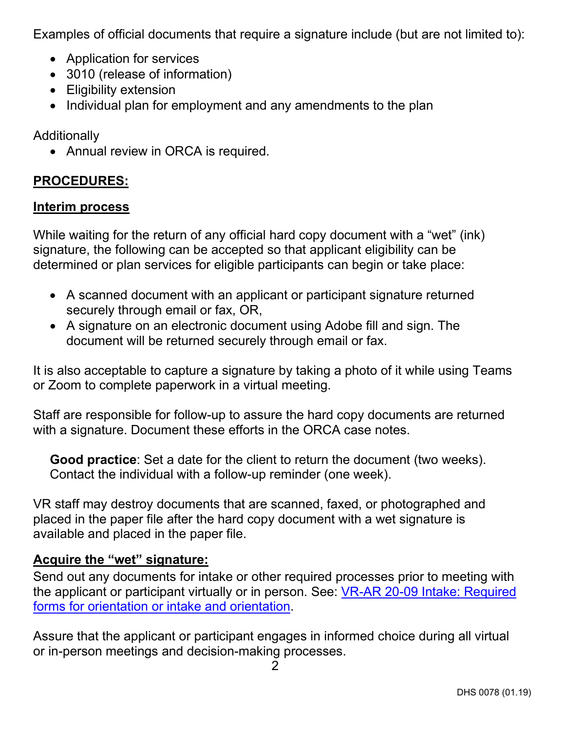Examples of official documents that require a signature include (but are not limited to):

- Application for services
- 3010 (release of information)
- Eligibility extension
- Individual plan for employment and any amendments to the plan

Additionally

- Annual review in ORCA is required.

## PROCEDURES:

### Interim process

While waiting for the return of any official hard copy document with a “wet” (ink) signature, the following can be accepted so that applicant eligibility can be determined or plan services for eligible participants can begin or take place:

- A scanned document with an applicant or participant signature returned securely through email or fax, OR,
- A signature on an electronic document using Adobe fill and sign. The document will be returned securely through email or fax.

It is also acceptable to capture a signature by taking a photo of it while using Teams or Zoom to complete paperwork in a virtual meeting.

Staff are responsible for follow-up to assure the hard copy documents are returned with a signature. Document these efforts in the ORCA case notes.

> **Good practice**: Set a date for the client to return the document (two weeks). Contact the individual with a follow-up reminder (one week).

VR staff may destroy documents that are scanned, faxed, or photographed and placed in the paper file after the hard copy document with a wet signature is available and placed in the paper file.

### Acquire the “wet” signature:

Send out any documents for intake or other required processes prior to meeting with the applicant or participant virtually or in person. See: VR-AR 20-09 Intake: Required forms for orientation or intake and orientation.

Assure that the applicant or participant engages in informed choice during all virtual or in-person meetings and decision-making processes.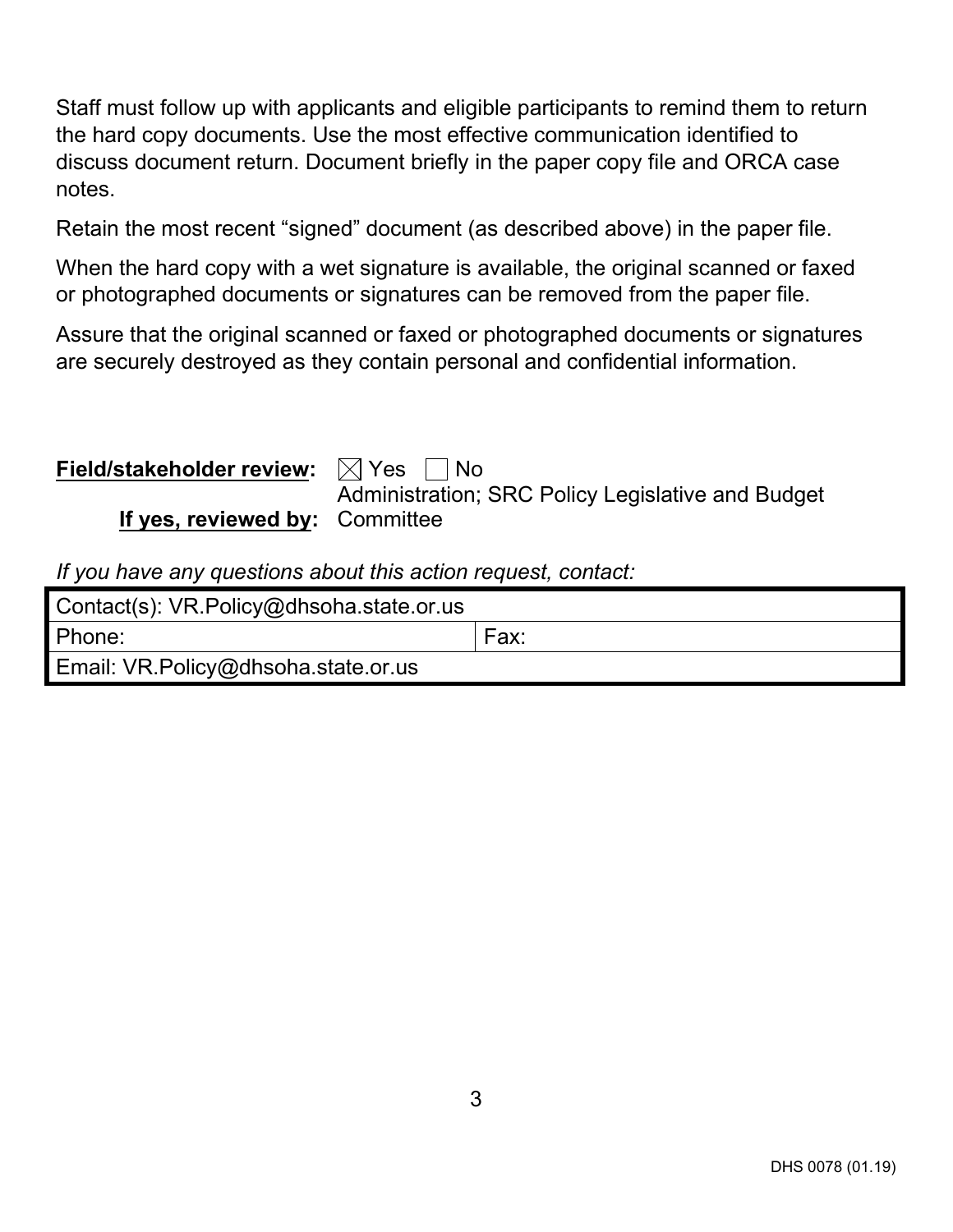Staff must follow up with applicants and eligible participants to remind them to return the hard copy documents. Use the most effective communication identified to discuss document return. Document briefly in the paper copy file and ORCA case notes.

Retain the most recent “signed” document (as described above) in the paper file.

When the hard copy with a wet signature is available, the original scanned or faxed or photographed documents or signatures can be removed from the paper file.

Assure that the original scanned or faxed or photographed documents or signatures are securely destroyed as they contain personal and confidential information.

**Field/stakeholder review:** ☒ Yes ☐ No

**If yes, reviewed by:** Administration; SRC Policy Legislative and Budget Committee

*If you have any questions about this action request, contact:*

| | |
|---|---|
| Contact(s): VR.Policy@dhsoha.state.or.us | |
| Phone: | Fax: |
| Email: VR.Policy@dhsoha.state.or.us | |

DHS 0078 (01.19)